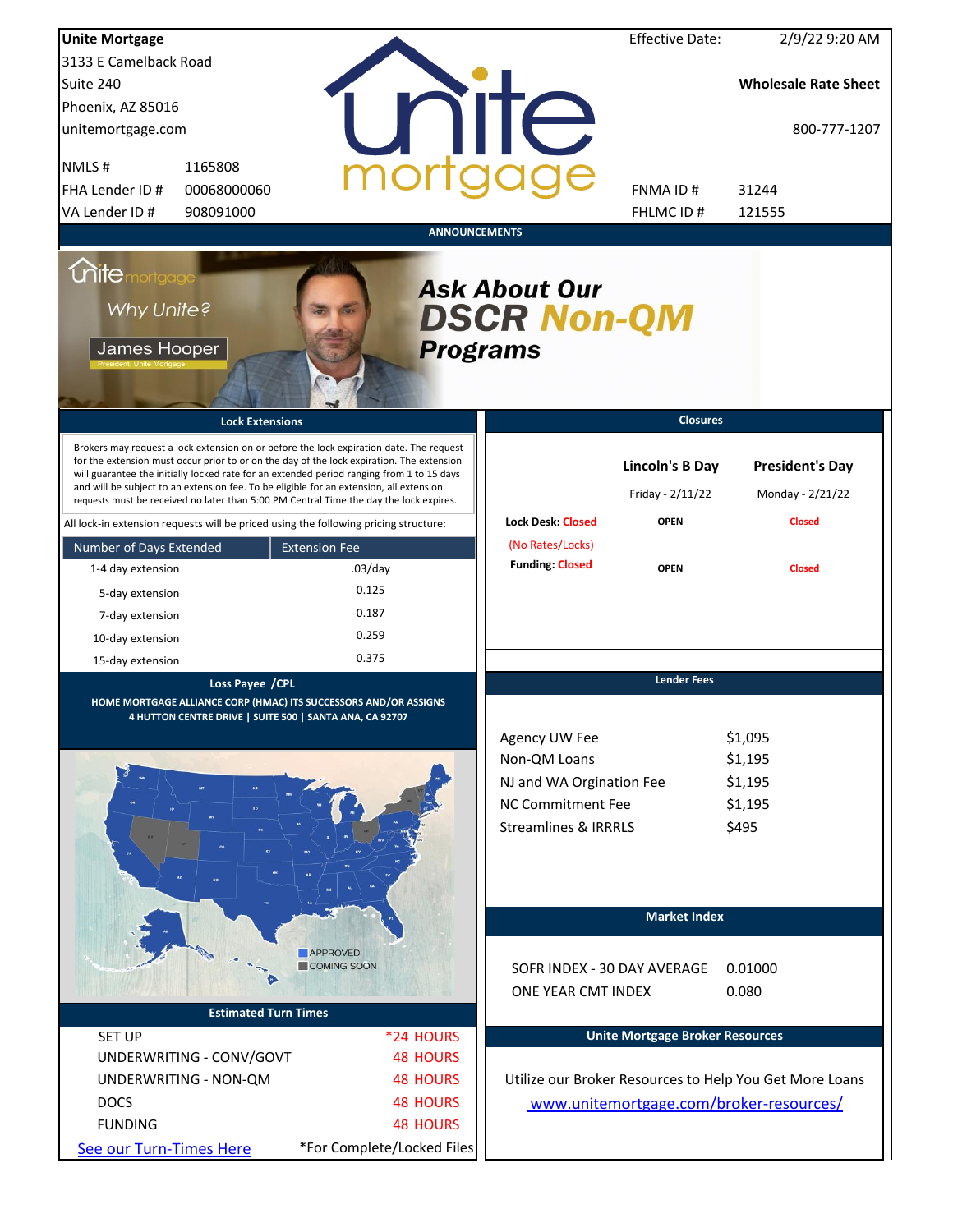**Unite Mortgage**
3133 E Camelback Road
Suite 240
Phoenix, AZ 85016
unitemortgage.com

| | |
|---|---|
| NMLS # | 1165808 |
| FHA Lender ID # | 00068000060 |
| VA Lender ID # | 908091000 |

Effective Date: 2/9/22 9:20 AM

**Wholesale Rate Sheet**

800-777-1207

| | |
|---|---|
| FNMA ID # | 31244 |
| FHLMC ID # | 121555 |

## ANNOUNCEMENTS

Why Unite? James Hooper, President, Unite Mortgage

***Ask About Our DSCR Non-QM Programs***

## Lock Extensions

Brokers may request a lock extension on or before the lock expiration date. The request for the extension must occur prior to or on the day of the lock expiration. The extension will guarantee the initially locked rate for an extended period ranging from 1 to 15 days and will be subject to an extension fee. To be eligible for an extension, all extension requests must be received no later than 5:00 PM Central Time the day the lock expires.

All lock-in extension requests will be priced using the following pricing structure:

| Number of Days Extended | Extension Fee |
|---|---|
| 1-4 day extension | .03/day |
| 5-day extension | 0.125 |
| 7-day extension | 0.187 |
| 10-day extension | 0.259 |
| 15-day extension | 0.375 |

## Closures

| | Lincoln's B Day<br>Friday - 2/11/22 | President's Day<br>Monday - 2/21/22 |
|---|---|---|
| Lock Desk: Closed (No Rates/Locks) | OPEN | Closed |
| Funding: Closed | OPEN | Closed |

## Loss Payee /CPL

HOME MORTGAGE ALLIANCE CORP (HMAC) ITS SUCCESSORS AND/OR ASSIGNS
4 HUTTON CENTRE DRIVE | SUITE 500 | SANTA ANA, CA 92707

APPROVED
COMING SOON

## Lender Fees

| | |
|---|---|
| Agency UW Fee | $1,095 |
| Non-QM Loans | $1,195 |
| NJ and WA Orgination Fee | $1,195 |
| NC Commitment Fee | $1,195 |
| Streamlines & IRRRLS | $495 |

## Market Index

| | |
|---|---|
| SOFR INDEX - 30 DAY AVERAGE | 0.01000 |
| ONE YEAR CMT INDEX | 0.080 |

## Estimated Turn Times

| | |
|---|---|
| SET UP | *24 HOURS |
| UNDERWRITING - CONV/GOVT | 48 HOURS |
| UNDERWRITING - NON-QM | 48 HOURS |
| DOCS | 48 HOURS |
| FUNDING | 48 HOURS |

See our Turn-Times Here

*For Complete/Locked Files

## Unite Mortgage Broker Resources

Utilize our Broker Resources to Help You Get More Loans

www.unitemortgage.com/broker-resources/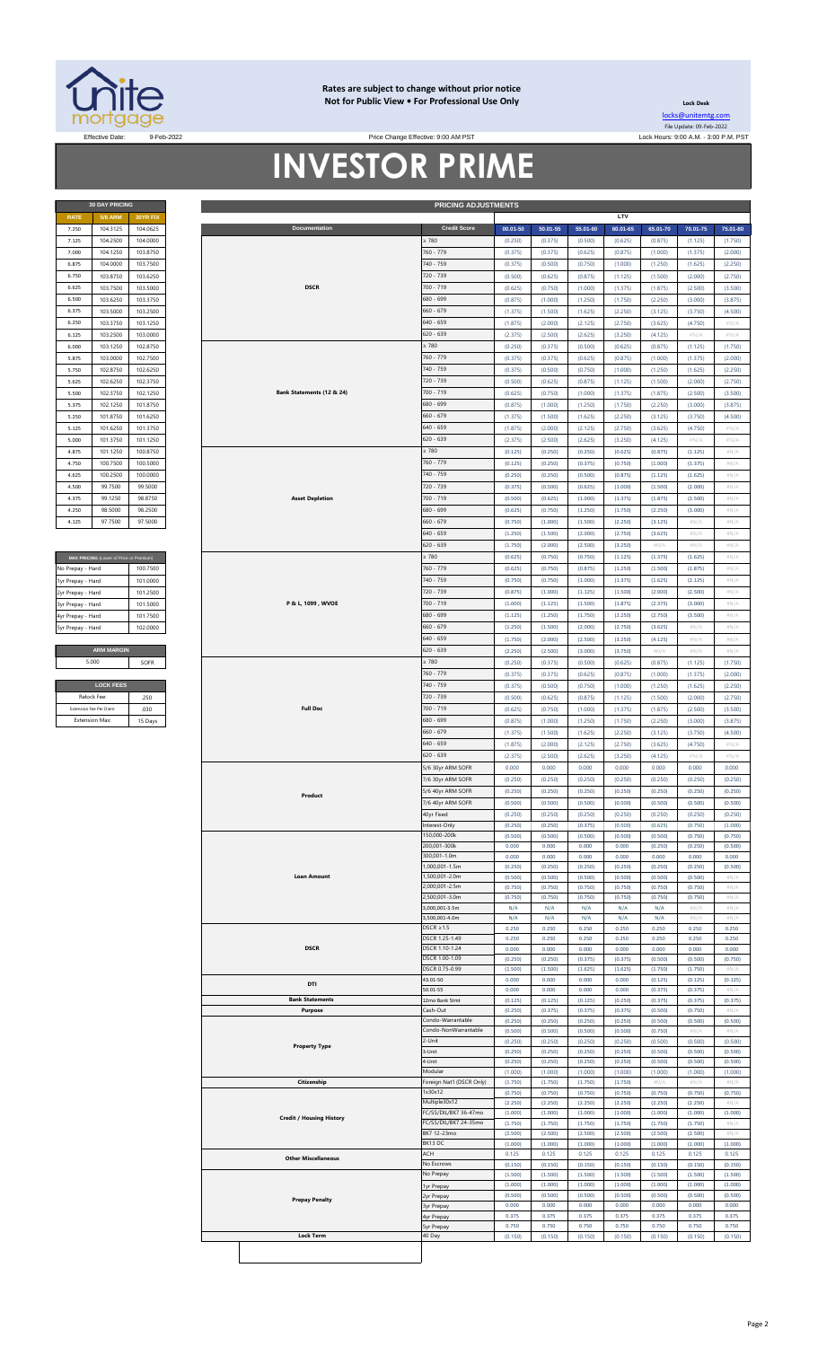**Rates are subject to change without prior notice**
**Not for Public View • For Professional Use Only**

**Lock Desk**
locks@unitemtg.com
File Update: 09-Feb-2022

Effective Date: 9-Feb-2022 | Price Change Effective: 9:00 AM PST | Lock Hours: 9:00 A.M. - 3:00 P.M. PST

# INVESTOR PRIME

| 30 DAY PRICING | | |
|---|---|---|
| RATE | 5/6 ARM | 30YR FIX |
| 7.250 | 104.3125 | 104.0625 |
| 7.125 | 104.2500 | 104.0000 |
| 7.000 | 104.1250 | 103.8750 |
| 6.875 | 104.0000 | 103.7500 |
| 6.750 | 103.8750 | 103.6250 |
| 6.625 | 103.7500 | 103.5000 |
| 6.500 | 103.6250 | 103.3750 |
| 6.375 | 103.5000 | 103.2500 |
| 6.250 | 103.3750 | 103.1250 |
| 6.125 | 103.2500 | 103.0000 |
| 6.000 | 103.1250 | 102.8750 |
| 5.875 | 103.0000 | 102.7500 |
| 5.750 | 102.8750 | 102.6250 |
| 5.625 | 102.6250 | 102.3750 |
| 5.500 | 102.3750 | 102.1250 |
| 5.375 | 102.1250 | 101.8750 |
| 5.250 | 101.8750 | 101.6250 |
| 5.125 | 101.6250 | 101.3750 |
| 5.000 | 101.3750 | 101.1250 |
| 4.875 | 101.1250 | 100.8750 |
| 4.750 | 100.7500 | 100.5000 |
| 4.625 | 100.2500 | 100.0000 |
| 4.500 | 99.7500 | 99.5000 |
| 4.375 | 99.1250 | 98.8750 |
| 4.250 | 98.5000 | 98.2500 |
| 4.125 | 97.7500 | 97.5000 |

| MAX PRICING (Lower of Price or Premium) | |
|---|---|
| No Prepay - Hard | 100.7500 |
| 1yr Prepay - Hard | 101.0000 |
| 2yr Prepay - Hard | 101.2500 |
| 3yr Prepay - Hard | 101.5000 |
| 4yr Prepay - Hard | 101.7500 |
| 5yr Prepay - Hard | 102.0000 |

| ARM MARGIN | |
|---|---|
| 5.000 | SOFR |

| LOCK FEES | |
|---|---|
| Relock Fee: | .250 |
| Extension Fee Per Diem: | .030 |
| Extension Max: | 15 Days |

| PRICING ADJUSTMENTS | | | | | | | | |
|---|---|---|---|---|---|---|---|---|
| | | LTV | | | | | | |
| Documentation | Credit Score | 00.01-50 | 50.01-55 | 55.01-60 | 60.01-65 | 65.01-70 | 70.01-75 | 75.01-80 |
| DSCR | ≥ 780 | (0.250) | (0.375) | (0.500) | (0.625) | (0.875) | (1.125) | (1.750) |
| | 760 - 779 | (0.375) | (0.375) | (0.625) | (0.875) | (1.000) | (1.375) | (2.000) |
| | 740 - 759 | (0.375) | (0.500) | (0.750) | (1.000) | (1.250) | (1.625) | (2.250) |
| | 720 - 739 | (0.500) | (0.625) | (0.875) | (1.125) | (1.500) | (2.000) | (2.750) |
| | 700 - 719 | (0.625) | (0.750) | (1.000) | (1.375) | (1.875) | (2.500) | (3.500) |
| | 680 - 699 | (0.875) | (1.000) | (1.250) | (1.750) | (2.250) | (3.000) | (3.875) |
| | 660 - 679 | (1.375) | (1.500) | (1.625) | (2.250) | (3.125) | (3.750) | (4.500) |
| | 640 - 659 | (1.875) | (2.000) | (2.125) | (2.750) | (3.625) | (4.750) | #N/A |
| | 620 - 639 | (2.375) | (2.500) | (2.625) | (3.250) | (4.125) | #N/A | #N/A |
| Bank Statements (12 & 24) | ≥ 780 | (0.250) | (0.375) | (0.500) | (0.625) | (0.875) | (1.125) | (1.750) |
| | 760 - 779 | (0.375) | (0.375) | (0.625) | (0.875) | (1.000) | (1.375) | (2.000) |
| | 740 - 759 | (0.375) | (0.500) | (0.750) | (1.000) | (1.250) | (1.625) | (2.250) |
| | 720 - 739 | (0.500) | (0.625) | (0.875) | (1.125) | (1.500) | (2.000) | (2.750) |
| | 700 - 719 | (0.625) | (0.750) | (1.000) | (1.375) | (1.875) | (2.500) | (3.500) |
| | 680 - 699 | (0.875) | (1.000) | (1.250) | (1.750) | (2.250) | (3.000) | (3.875) |
| | 660 - 679 | (1.375) | (1.500) | (1.625) | (2.250) | (3.125) | (3.750) | (4.500) |
| | 640 - 659 | (1.875) | (2.000) | (2.125) | (2.750) | (3.625) | (4.750) | #N/A |
| | 620 - 639 | (2.375) | (2.500) | (2.625) | (3.250) | (4.125) | #N/A | #N/A |
| Asset Depletion | ≥ 780 | (0.125) | (0.250) | (0.250) | (0.625) | (0.875) | (1.125) | #N/A |
| | 760 - 779 | (0.125) | (0.250) | (0.375) | (0.750) | (1.000) | (1.375) | #N/A |
| | 740 - 759 | (0.250) | (0.250) | (0.500) | (0.875) | (1.125) | (1.625) | #N/A |
| | 720 - 739 | (0.375) | (0.500) | (0.625) | (1.000) | (1.500) | (2.000) | #N/A |
| | 700 - 719 | (0.500) | (0.625) | (1.000) | (1.375) | (1.875) | (2.500) | #N/A |
| | 680 - 699 | (0.625) | (0.750) | (1.250) | (1.750) | (2.250) | (3.000) | #N/A |
| | 660 - 679 | (0.750) | (1.000) | (1.500) | (2.250) | (3.125) | #N/A | #N/A |
| | 640 - 659 | (1.250) | (1.500) | (2.000) | (2.750) | (3.625) | #N/A | #N/A |
| | 620 - 639 | (1.750) | (2.000) | (2.500) | (3.250) | #N/A | #N/A | #N/A |
| P & L, 1099 , WVOE | ≥ 780 | (0.625) | (0.750) | (0.750) | (1.125) | (1.375) | (1.625) | #N/A |
| | 760 - 779 | (0.625) | (0.750) | (0.875) | (1.250) | (1.500) | (1.875) | #N/A |
| | 740 - 759 | (0.750) | (0.750) | (1.000) | (1.375) | (1.625) | (2.125) | #N/A |
| | 720 - 739 | (0.875) | (1.000) | (1.125) | (1.500) | (2.000) | (2.500) | #N/A |
| | 700 - 719 | (1.000) | (1.125) | (1.500) | (1.875) | (2.375) | (3.000) | #N/A |
| | 680 - 699 | (1.125) | (1.250) | (1.750) | (2.250) | (2.750) | (3.500) | #N/A |
| | 660 - 679 | (1.250) | (1.500) | (2.000) | (2.750) | (3.625) | #N/A | #N/A |
| | 640 - 659 | (1.750) | (2.000) | (2.500) | (3.250) | (4.125) | #N/A | #N/A |
| | 620 - 639 | (2.250) | (2.500) | (3.000) | (3.750) | #N/A | #N/A | #N/A |
| Full Doc | ≥ 780 | (0.250) | (0.375) | (0.500) | (0.625) | (0.875) | (1.125) | (1.750) |
| | 760 - 779 | (0.375) | (0.375) | (0.625) | (0.875) | (1.000) | (1.375) | (2.000) |
| | 740 - 759 | (0.375) | (0.500) | (0.750) | (1.000) | (1.250) | (1.625) | (2.250) |
| | 720 - 739 | (0.500) | (0.625) | (0.875) | (1.125) | (1.500) | (2.000) | (2.750) |
| | 700 - 719 | (0.625) | (0.750) | (1.000) | (1.375) | (1.875) | (2.500) | (3.500) |
| | 680 - 699 | (0.875) | (1.000) | (1.250) | (1.750) | (2.250) | (3.000) | (3.875) |
| | 660 - 679 | (1.375) | (1.500) | (1.625) | (2.250) | (3.125) | (3.750) | (4.500) |
| | 640 - 659 | (1.875) | (2.000) | (2.125) | (2.750) | (3.625) | (4.750) | #N/A |
| | 620 - 639 | (2.375) | (2.500) | (2.625) | (3.250) | (4.125) | #N/A | #N/A |
| Product | 5/6 30yr ARM SOFR | 0.000 | 0.000 | 0.000 | 0.000 | 0.000 | 0.000 | 0.000 |
| | 7/6 30yr ARM SOFR | (0.250) | (0.250) | (0.250) | (0.250) | (0.250) | (0.250) | (0.250) |
| | 5/6 40yr ARM SOFR | (0.250) | (0.250) | (0.250) | (0.250) | (0.250) | (0.250) | (0.250) |
| | 7/6 40yr ARM SOFR | (0.500) | (0.500) | (0.500) | (0.500) | (0.500) | (0.500) | (0.500) |
| | 40yr Fixed | (0.250) | (0.250) | (0.250) | (0.250) | (0.250) | (0.250) | (0.250) |
| | Interest-Only | (0.250) | (0.250) | (0.375) | (0.500) | (0.625) | (0.750) | (1.000) |
| Loan Amount | 150,000-200k | (0.500) | (0.500) | (0.500) | (0.500) | (0.500) | (0.750) | (0.750) |
| | 200,001-300k | 0.000 | 0.000 | 0.000 | 0.000 | (0.250) | (0.250) | (0.500) |
| | 300,001-1.0m | 0.000 | 0.000 | 0.000 | 0.000 | 0.000 | 0.000 | 0.000 |
| | 1,000,001-1.5m | (0.250) | (0.250) | (0.250) | (0.250) | (0.250) | (0.250) | (0.500) |
| | 1,500,001-2.0m | (0.500) | (0.500) | (0.500) | (0.500) | (0.500) | (0.500) | #N/A |
| | 2,000,001-2.5m | (0.750) | (0.750) | (0.750) | (0.750) | (0.750) | (0.750) | #N/A |
| | 2,500,001-3.0m | (0.750) | (0.750) | (0.750) | (0.750) | (0.750) | (0.750) | #N/A |
| | 3,000,001-3.5m | N/A | N/A | N/A | N/A | N/A | #N/A | #N/A |
| | 3,500,001-4.0m | N/A | N/A | N/A | N/A | N/A | #N/A | #N/A |
| DSCR | DSCR ≥1.5 | 0.250 | 0.250 | 0.250 | 0.250 | 0.250 | 0.250 | 0.250 |
| | DSCR 1.25-1.49 | 0.250 | 0.250 | 0.250 | 0.250 | 0.250 | 0.250 | 0.250 |
| | DSCR 1.10-1.24 | 0.000 | 0.000 | 0.000 | 0.000 | 0.000 | 0.000 | 0.000 |
| | DSCR 1.00-1.09 | (0.250) | (0.250) | (0.375) | (0.375) | (0.500) | (0.500) | (0.750) |
| | DSCR 0.75-0.99 | (1.500) | (1.500) | (1.625) | (1.625) | (1.750) | (1.750) | #N/A |
| DTI | 43.01-50 | 0.000 | 0.000 | 0.000 | 0.000 | (0.125) | (0.125) | (0.125) |
| | 50.01-55 | 0.000 | 0.000 | 0.000 | 0.000 | (0.375) | (0.375) | #N/A |
| Bank Statements | 12mo Bank Stmt | (0.125) | (0.125) | (0.125) | (0.250) | (0.375) | (0.375) | (0.375) |
| Purpose | Cash-Out | (0.250) | (0.375) | (0.375) | (0.375) | (0.500) | (0.750) | #N/A |
| Property Type | Condo-Warrantable | (0.250) | (0.250) | (0.250) | (0.250) | (0.500) | (0.500) | (0.500) |
| | Condo-NonWarrantable | (0.500) | (0.500) | (0.500) | (0.500) | (0.750) | #N/A | #N/A |
| | 2-Unit | (0.250) | (0.250) | (0.250) | (0.250) | (0.500) | (0.500) | (0.500) |
| | 3-Unit | (0.250) | (0.250) | (0.250) | (0.250) | (0.500) | (0.500) | (0.500) |
| | 4-Unit | (0.250) | (0.250) | (0.250) | (0.250) | (0.500) | (0.500) | (0.500) |
| | Modular | (1.000) | (1.000) | (1.000) | (1.000) | (1.000) | (1.000) | (1.000) |
| Citizenship | Foreign Nat'l (DSCR Only) | (1.750) | (1.750) | (1.750) | (1.750) | #N/A | #N/A | #N/A |
| Credit / Housing History | 1x30x12 | (0.750) | (0.750) | (0.750) | (0.750) | (0.750) | (0.750) | (0.750) |
| | Multiple30x12 | (2.250) | (2.250) | (2.250) | (2.250) | (2.250) | (2.250) | #N/A |
| | FC/SS/DIL/BK7 36-47mo | (1.000) | (1.000) | (1.000) | (1.000) | (1.000) | (1.000) | (1.000) |
| | FC/SS/DIL/BK7 24-35mo | (1.750) | (1.750) | (1.750) | (1.750) | (1.750) | (1.750) | #N/A |
| | BK7 12-23mo | (2.500) | (2.500) | (2.500) | (2.500) | (2.500) | (2.500) | #N/A |
| | BK13 DC | (1.000) | (1.000) | (1.000) | (1.000) | (1.000) | (1.000) | (1.000) |
| Other Miscellaneous | ACH | 0.125 | 0.125 | 0.125 | 0.125 | 0.125 | 0.125 | 0.125 |
| | No Escrows | (0.150) | (0.150) | (0.150) | (0.150) | (0.150) | (0.150) | (0.150) |
| Prepay Penalty | No Prepay | (1.500) | (1.500) | (1.500) | (1.500) | (1.500) | (1.500) | (1.500) |
| | 1yr Prepay | (1.000) | (1.000) | (1.000) | (1.000) | (1.000) | (1.000) | (1.000) |
| | 2yr Prepay | (0.500) | (0.500) | (0.500) | (0.500) | (0.500) | (0.500) | (0.500) |
| | 3yr Prepay | 0.000 | 0.000 | 0.000 | 0.000 | 0.000 | 0.000 | 0.000 |
| | 4yr Prepay | 0.375 | 0.375 | 0.375 | 0.375 | 0.375 | 0.375 | 0.375 |
| | 5yr Prepay | 0.750 | 0.750 | 0.750 | 0.750 | 0.750 | 0.750 | 0.750 |
| Lock Term | 40 Day | (0.150) | (0.150) | (0.150) | (0.150) | (0.150) | (0.150) | (0.150) |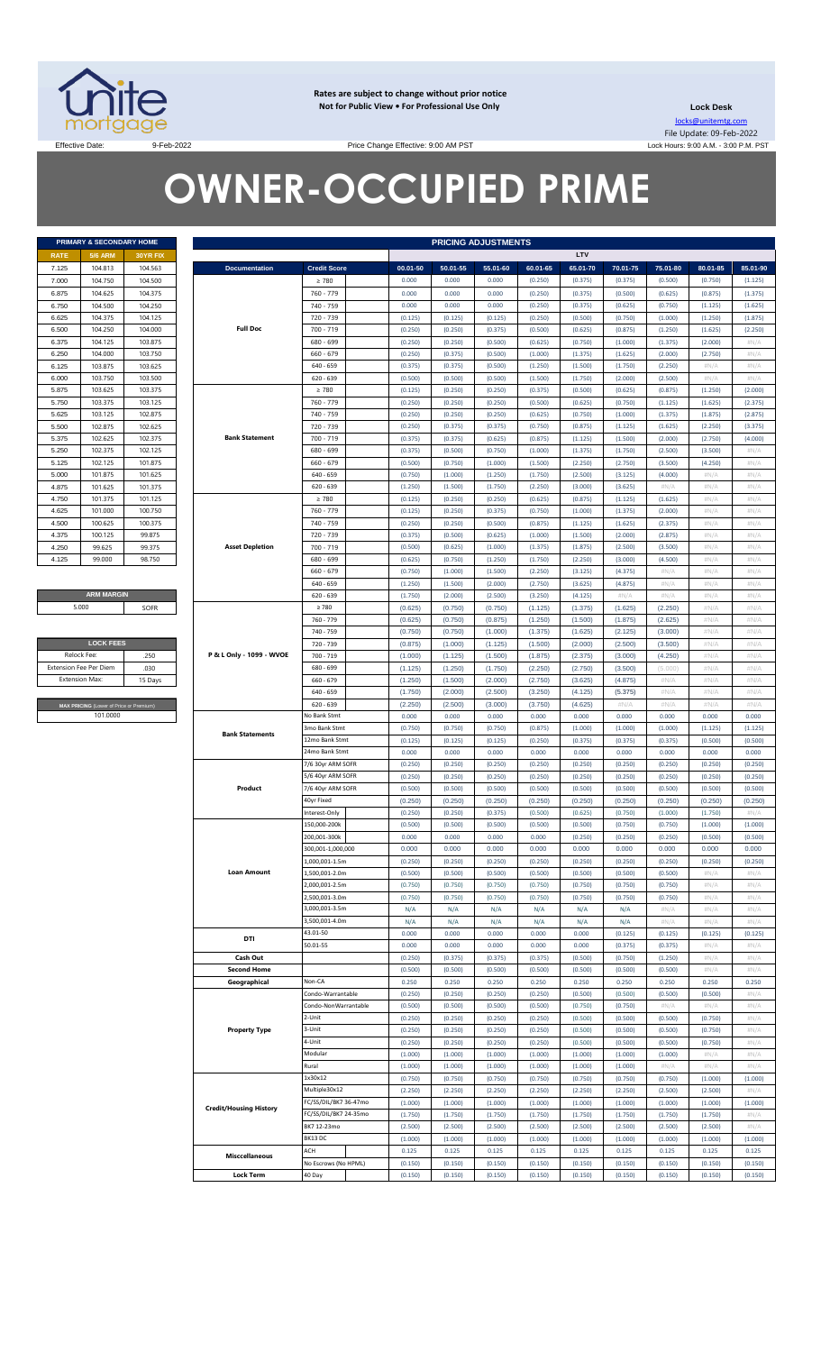**Rates are subject to change without prior notice**
**Not for Public View • For Professional Use Only**

**Lock Desk**
locks@unitemtg.com
File Update: 09-Feb-2022
Lock Hours: 9:00 A.M. - 3:00 P.M. PST

Effective Date: 9-Feb-2022 Price Change Effective: 9:00 AM PST

# OWNER-OCCUPIED PRIME

| PRIMARY & SECONDARY HOME | | |
|---|---|---|
| RATE | 5/6 ARM | 30YR FIX |
| 7.125 | 104.813 | 104.563 |
| 7.000 | 104.750 | 104.500 |
| 6.875 | 104.625 | 104.375 |
| 6.750 | 104.500 | 104.250 |
| 6.625 | 104.375 | 104.125 |
| 6.500 | 104.250 | 104.000 |
| 6.375 | 104.125 | 103.875 |
| 6.250 | 104.000 | 103.750 |
| 6.125 | 103.875 | 103.625 |
| 6.000 | 103.750 | 103.500 |
| 5.875 | 103.625 | 103.375 |
| 5.750 | 103.375 | 103.125 |
| 5.625 | 103.125 | 102.875 |
| 5.500 | 102.875 | 102.625 |
| 5.375 | 102.625 | 102.375 |
| 5.250 | 102.375 | 102.125 |
| 5.125 | 102.125 | 101.875 |
| 5.000 | 101.875 | 101.625 |
| 4.875 | 101.625 | 101.375 |
| 4.750 | 101.375 | 101.125 |
| 4.625 | 101.000 | 100.750 |
| 4.500 | 100.625 | 100.375 |
| 4.375 | 100.125 | 99.875 |
| 4.250 | 99.625 | 99.375 |
| 4.125 | 99.000 | 98.750 |

| ARM MARGIN | |
|---|---|
| 5.000 | SOFR |

| LOCK FEES | |
|---|---|
| Relock Fee: | .250 |
| Extension Fee Per Diem | .030 |
| Extension Max: | 15 Days |

| MAX PRICING (Lower of Price or Premium) |
|---|
| 101.0000 |

| PRICING ADJUSTMENTS | | | | | | | | | | |
|---|---|---|---|---|---|---|---|---|---|---|
| | | LTV | | | | | | | | |
| Documentation | Credit Score | 00.01-50 | 50.01-55 | 55.01-60 | 60.01-65 | 65.01-70 | 70.01-75 | 75.01-80 | 80.01-85 | 85.01-90 |
| Full Doc | ≥ 780 | 0.000 | 0.000 | 0.000 | (0.250) | (0.375) | (0.375) | (0.500) | (0.750) | (1.125) |
| | 760 - 779 | 0.000 | 0.000 | 0.000 | (0.250) | (0.375) | (0.500) | (0.625) | (0.875) | (1.375) |
| | 740 - 759 | 0.000 | 0.000 | 0.000 | (0.250) | (0.375) | (0.625) | (0.750) | (1.125) | (1.625) |
| | 720 - 739 | (0.125) | (0.125) | (0.125) | (0.250) | (0.500) | (0.750) | (1.000) | (1.250) | (1.875) |
| | 700 - 719 | (0.250) | (0.250) | (0.375) | (0.500) | (0.625) | (0.875) | (1.250) | (1.625) | (2.250) |
| | 680 - 699 | (0.250) | (0.250) | (0.500) | (0.625) | (0.750) | (1.000) | (1.375) | (2.000) | #N/A |
| | 660 - 679 | (0.250) | (0.375) | (0.500) | (1.000) | (1.375) | (1.625) | (2.000) | (2.750) | #N/A |
| | 640 - 659 | (0.375) | (0.375) | (0.500) | (1.250) | (1.500) | (1.750) | (2.250) | #N/A | #N/A |
| | 620 - 639 | (0.500) | (0.500) | (0.500) | (1.500) | (1.750) | (2.000) | (2.500) | #N/A | #N/A |
| Bank Statement | ≥ 780 | (0.125) | (0.250) | (0.250) | (0.375) | (0.500) | (0.625) | (0.875) | (1.250) | (2.000) |
| | 760 - 779 | (0.250) | (0.250) | (0.250) | (0.500) | (0.625) | (0.750) | (1.125) | (1.625) | (2.375) |
| | 740 - 759 | (0.250) | (0.250) | (0.250) | (0.625) | (0.750) | (1.000) | (1.375) | (1.875) | (2.875) |
| | 720 - 739 | (0.250) | (0.375) | (0.375) | (0.750) | (0.875) | (1.125) | (1.625) | (2.250) | (3.375) |
| | 700 - 719 | (0.375) | (0.375) | (0.625) | (0.875) | (1.125) | (1.500) | (2.000) | (2.750) | (4.000) |
| | 680 - 699 | (0.375) | (0.500) | (0.750) | (1.000) | (1.375) | (1.750) | (2.500) | (3.500) | #N/A |
| | 660 - 679 | (0.500) | (0.750) | (1.000) | (1.500) | (2.250) | (2.750) | (3.500) | (4.250) | #N/A |
| | 640 - 659 | (0.750) | (1.000) | (1.250) | (1.750) | (2.500) | (3.125) | (4.000) | #N/A | #N/A |
| | 620 - 639 | (1.250) | (1.500) | (1.750) | (2.250) | (3.000) | (3.625) | #N/A | #N/A | #N/A |
| Asset Depletion | ≥ 780 | (0.125) | (0.250) | (0.250) | (0.625) | (0.875) | (1.125) | (1.625) | #N/A | #N/A |
| | 760 - 779 | (0.125) | (0.250) | (0.375) | (0.750) | (1.000) | (1.375) | (2.000) | #N/A | #N/A |
| | 740 - 759 | (0.250) | (0.250) | (0.500) | (0.875) | (1.125) | (1.625) | (2.375) | #N/A | #N/A |
| | 720 - 739 | (0.375) | (0.500) | (0.625) | (1.000) | (1.500) | (2.000) | (2.875) | #N/A | #N/A |
| | 700 - 719 | (0.500) | (0.625) | (1.000) | (1.375) | (1.875) | (2.500) | (3.500) | #N/A | #N/A |
| | 680 - 699 | (0.625) | (0.750) | (1.250) | (1.750) | (2.250) | (3.000) | (4.500) | #N/A | #N/A |
| | 660 - 679 | (0.750) | (1.000) | (1.500) | (2.250) | (3.125) | (4.375) | #N/A | #N/A | #N/A |
| | 640 - 659 | (1.250) | (1.500) | (2.000) | (2.750) | (3.625) | (4.875) | #N/A | #N/A | #N/A |
| | 620 - 639 | (1.750) | (2.000) | (2.500) | (3.250) | (4.125) | #N/A | #N/A | #N/A | #N/A |
| P & L Only - 1099 - WVOE | ≥ 780 | (0.625) | (0.750) | (0.750) | (1.125) | (1.375) | (1.625) | (2.250) | #N/A | #N/A |
| | 760 - 779 | (0.625) | (0.750) | (0.875) | (1.250) | (1.500) | (1.875) | (2.625) | #N/A | #N/A |
| | 740 - 759 | (0.750) | (0.750) | (1.000) | (1.375) | (1.625) | (2.125) | (3.000) | #N/A | #N/A |
| | 720 - 739 | (0.875) | (1.000) | (1.125) | (1.500) | (2.000) | (2.500) | (3.500) | #N/A | #N/A |
| | 700 - 719 | (1.000) | (1.125) | (1.500) | (1.875) | (2.375) | (3.000) | (4.250) | #N/A | #N/A |
| | 680 - 699 | (1.125) | (1.250) | (1.750) | (2.250) | (2.750) | (3.500) | (5.000) | #N/A | #N/A |
| | 660 - 679 | (1.250) | (1.500) | (2.000) | (2.750) | (3.625) | (4.875) | #N/A | #N/A | #N/A |
| | 640 - 659 | (1.750) | (2.000) | (2.500) | (3.250) | (4.125) | (5.375) | #N/A | #N/A | #N/A |
| | 620 - 639 | (2.250) | (2.500) | (3.000) | (3.750) | (4.625) | #N/A | #N/A | #N/A | #N/A |
| Bank Statements | No Bank Stmt | 0.000 | 0.000 | 0.000 | 0.000 | 0.000 | 0.000 | 0.000 | 0.000 | 0.000 |
| | 3mo Bank Stmt | (0.750) | (0.750) | (0.750) | (0.875) | (1.000) | (1.000) | (1.000) | (1.125) | (1.125) |
| | 12mo Bank Stmt | (0.125) | (0.125) | (0.125) | (0.250) | (0.375) | (0.375) | (0.375) | (0.500) | (0.500) |
| | 24mo Bank Stmt | 0.000 | 0.000 | 0.000 | 0.000 | 0.000 | 0.000 | 0.000 | 0.000 | 0.000 |
| Product | 7/6 30yr ARM SOFR | (0.250) | (0.250) | (0.250) | (0.250) | (0.250) | (0.250) | (0.250) | (0.250) | (0.250) |
| | 5/6 40yr ARM SOFR | (0.250) | (0.250) | (0.250) | (0.250) | (0.250) | (0.250) | (0.250) | (0.250) | (0.250) |
| | 7/6 40yr ARM SOFR | (0.500) | (0.500) | (0.500) | (0.500) | (0.500) | (0.500) | (0.500) | (0.500) | (0.500) |
| | 40yr Fixed | (0.250) | (0.250) | (0.250) | (0.250) | (0.250) | (0.250) | (0.250) | (0.250) | (0.250) |
| | Interest-Only | (0.250) | (0.250) | (0.375) | (0.500) | (0.625) | (0.750) | (1.000) | (1.750) | #N/A |
| Loan Amount | 150,000-200k | (0.500) | (0.500) | (0.500) | (0.500) | (0.500) | (0.750) | (0.750) | (1.000) | (1.000) |
| | 200,001-300k | 0.000 | 0.000 | 0.000 | 0.000 | (0.250) | (0.250) | (0.250) | (0.500) | (0.500) |
| | 300,001-1,000,000 | 0.000 | 0.000 | 0.000 | 0.000 | 0.000 | 0.000 | 0.000 | 0.000 | 0.000 |
| | 1,000,001-1.5m | (0.250) | (0.250) | (0.250) | (0.250) | (0.250) | (0.250) | (0.250) | (0.250) | (0.250) |
| | 1,500,001-2.0m | (0.500) | (0.500) | (0.500) | (0.500) | (0.500) | (0.500) | (0.500) | #N/A | #N/A |
| | 2,000,001-2.5m | (0.750) | (0.750) | (0.750) | (0.750) | (0.750) | (0.750) | (0.750) | #N/A | #N/A |
| | 2,500,001-3.0m | (0.750) | (0.750) | (0.750) | (0.750) | (0.750) | (0.750) | (0.750) | #N/A | #N/A |
| | 3,000,001-3.5m | N/A | N/A | N/A | N/A | N/A | N/A | #N/A | #N/A | #N/A |
| | 3,500,001-4.0m | N/A | N/A | N/A | N/A | N/A | N/A | #N/A | #N/A | #N/A |
| DTI | 43.01-50 | 0.000 | 0.000 | 0.000 | 0.000 | 0.000 | (0.125) | (0.125) | (0.125) | (0.125) |
| | 50.01-55 | 0.000 | 0.000 | 0.000 | 0.000 | 0.000 | (0.375) | (0.375) | #N/A | #N/A |
| Cash Out | | (0.250) | (0.375) | (0.375) | (0.375) | (0.500) | (0.750) | (1.250) | #N/A | #N/A |
| Second Home | | (0.500) | (0.500) | (0.500) | (0.500) | (0.500) | (0.500) | (0.500) | #N/A | #N/A |
| Geographical | Non-CA | 0.250 | 0.250 | 0.250 | 0.250 | 0.250 | 0.250 | 0.250 | 0.250 | 0.250 |
| Property Type | Condo-Warrantable | (0.250) | (0.250) | (0.250) | (0.250) | (0.500) | (0.500) | (0.500) | (0.500) | #N/A |
| | Condo-NonWarrantable | (0.500) | (0.500) | (0.500) | (0.500) | (0.750) | (0.750) | #N/A | #N/A | #N/A |
| | 2-Unit | (0.250) | (0.250) | (0.250) | (0.250) | (0.500) | (0.500) | (0.500) | (0.750) | #N/A |
| | 3-Unit | (0.250) | (0.250) | (0.250) | (0.250) | (0.500) | (0.500) | (0.500) | (0.750) | #N/A |
| | 4-Unit | (0.250) | (0.250) | (0.250) | (0.250) | (0.500) | (0.500) | (0.500) | (0.750) | #N/A |
| | Modular | (1.000) | (1.000) | (1.000) | (1.000) | (1.000) | (1.000) | (1.000) | #N/A | #N/A |
| | Rural | (1.000) | (1.000) | (1.000) | (1.000) | (1.000) | (1.000) | #N/A | #N/A | #N/A |
| Credit/Housing History | 1x30x12 | (0.750) | (0.750) | (0.750) | (0.750) | (0.750) | (0.750) | (0.750) | (1.000) | (1.000) |
| | Multiple30x12 | (2.250) | (2.250) | (2.250) | (2.250) | (2.250) | (2.250) | (2.500) | (2.500) | #N/A |
| | FC/SS/DIL/BK7 36-47mo | (1.000) | (1.000) | (1.000) | (1.000) | (1.000) | (1.000) | (1.000) | (1.000) | (1.000) |
| | FC/SS/DIL/BK7 24-35mo | (1.750) | (1.750) | (1.750) | (1.750) | (1.750) | (1.750) | (1.750) | (1.750) | #N/A |
| | BK7 12-23mo | (2.500) | (2.500) | (2.500) | (2.500) | (2.500) | (2.500) | (2.500) | (2.500) | #N/A |
| | BK13 DC | (1.000) | (1.000) | (1.000) | (1.000) | (1.000) | (1.000) | (1.000) | (1.000) | (1.000) |
| Misccellaneous | ACH | 0.125 | 0.125 | 0.125 | 0.125 | 0.125 | 0.125 | 0.125 | 0.125 | 0.125 |
| | No Escrows (No HPML) | (0.150) | (0.150) | (0.150) | (0.150) | (0.150) | (0.150) | (0.150) | (0.150) | (0.150) |
| Lock Term | 40 Day | (0.150) | (0.150) | (0.150) | (0.150) | (0.150) | (0.150) | (0.150) | (0.150) | (0.150) |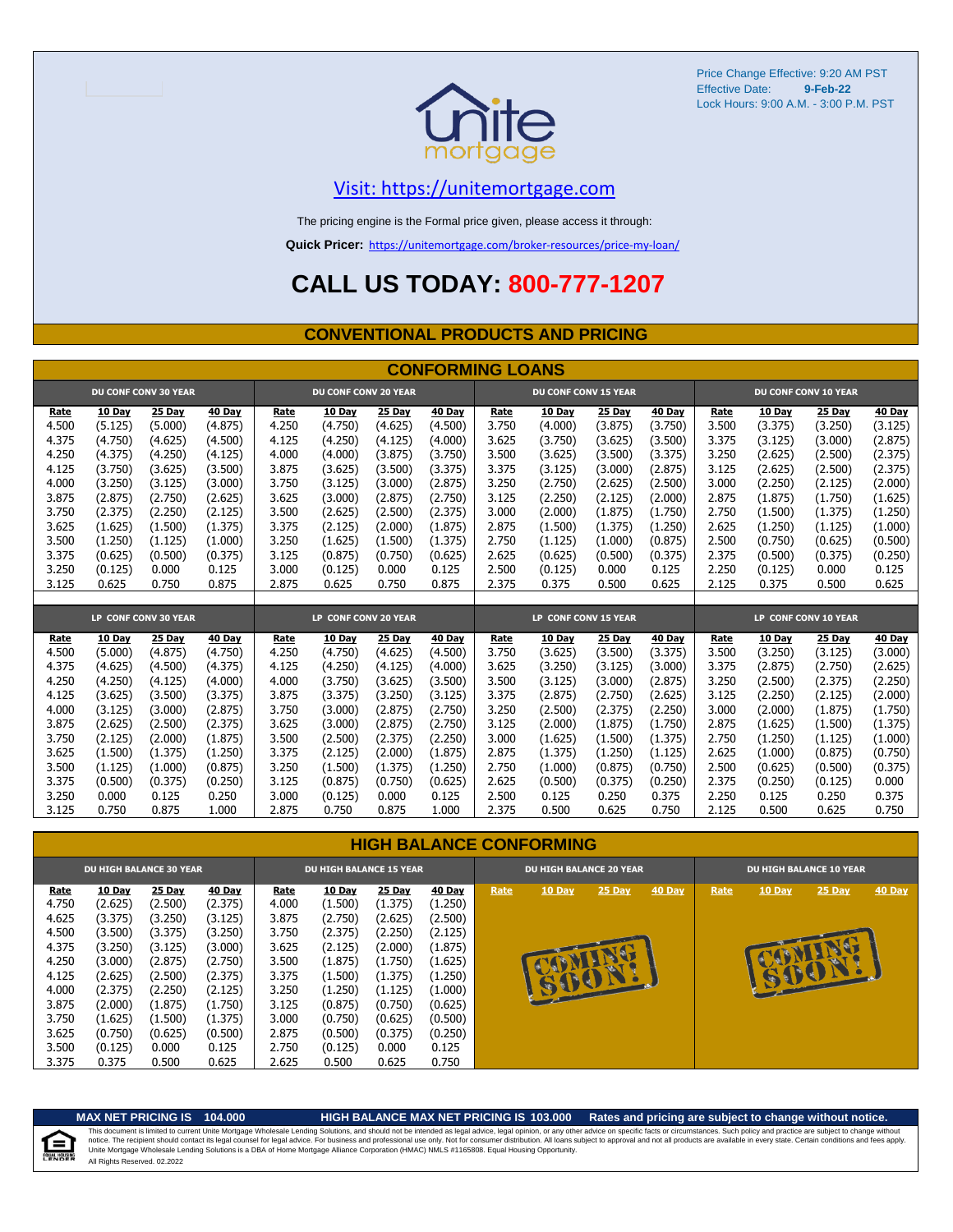Price Change Effective: 9:20 AM PST
Effective Date: **9-Feb-22**
Lock Hours: 9:00 A.M. - 3:00 P.M. PST

unite mortgage

Visit: https://unitemortgage.com

The pricing engine is the Formal price given, please access it through:

**Quick Pricer:** https://unitemortgage.com/broker-resources/price-my-loan/

# CALL US TODAY: 800-777-1207

## CONVENTIONAL PRODUCTS AND PRICING

### CONFORMING LOANS

| DU CONF CONV 30 YEAR | | | | DU CONF CONV 20 YEAR | | | | DU CONF CONV 15 YEAR | | | | DU CONF CONV 10 YEAR | | | |
|---|---|---|---|---|---|---|---|---|---|---|---|---|---|---|---|
| Rate | 10 Day | 25 Day | 40 Day | Rate | 10 Day | 25 Day | 40 Day | Rate | 10 Day | 25 Day | 40 Day | Rate | 10 Day | 25 Day | 40 Day |
| 4.500 | (5.125) | (5.000) | (4.875) | 4.250 | (4.750) | (4.625) | (4.500) | 3.750 | (4.000) | (3.875) | (3.750) | 3.500 | (3.375) | (3.250) | (3.125) |
| 4.375 | (4.750) | (4.625) | (4.500) | 4.125 | (4.250) | (4.125) | (4.000) | 3.625 | (3.750) | (3.625) | (3.500) | 3.375 | (3.125) | (3.000) | (2.875) |
| 4.250 | (4.375) | (4.250) | (4.125) | 4.000 | (4.000) | (3.875) | (3.750) | 3.500 | (3.625) | (3.500) | (3.375) | 3.250 | (2.625) | (2.500) | (2.375) |
| 4.125 | (3.750) | (3.625) | (3.500) | 3.875 | (3.625) | (3.500) | (3.375) | 3.375 | (3.125) | (3.000) | (2.875) | 3.125 | (2.625) | (2.500) | (2.375) |
| 4.000 | (3.250) | (3.125) | (3.000) | 3.750 | (3.125) | (3.000) | (2.875) | 3.250 | (2.750) | (2.625) | (2.500) | 3.000 | (2.250) | (2.125) | (2.000) |
| 3.875 | (2.875) | (2.750) | (2.625) | 3.625 | (3.000) | (2.875) | (2.750) | 3.125 | (2.250) | (2.125) | (2.000) | 2.875 | (1.875) | (1.750) | (1.625) |
| 3.750 | (2.375) | (2.250) | (2.125) | 3.500 | (2.625) | (2.500) | (2.375) | 3.000 | (2.000) | (1.875) | (1.750) | 2.750 | (1.500) | (1.375) | (1.250) |
| 3.625 | (1.625) | (1.500) | (1.375) | 3.375 | (2.125) | (2.000) | (1.875) | 2.875 | (1.500) | (1.375) | (1.250) | 2.625 | (1.250) | (1.125) | (1.000) |
| 3.500 | (1.250) | (1.125) | (1.000) | 3.250 | (1.625) | (1.500) | (1.375) | 2.750 | (1.125) | (1.000) | (0.875) | 2.500 | (0.750) | (0.625) | (0.500) |
| 3.375 | (0.625) | (0.500) | (0.375) | 3.125 | (0.875) | (0.750) | (0.625) | 2.625 | (0.625) | (0.500) | (0.375) | 2.375 | (0.500) | (0.375) | (0.250) |
| 3.250 | (0.125) | 0.000 | 0.125 | 3.000 | (0.125) | 0.000 | 0.125 | 2.500 | (0.125) | 0.000 | 0.125 | 2.250 | (0.125) | 0.000 | 0.125 |
| 3.125 | 0.625 | 0.750 | 0.875 | 2.875 | 0.625 | 0.750 | 0.875 | 2.375 | 0.375 | 0.500 | 0.625 | 2.125 | 0.375 | 0.500 | 0.625 |

| LP CONF CONV 30 YEAR | | | | LP CONF CONV 20 YEAR | | | | LP CONF CONV 15 YEAR | | | | LP CONF CONV 10 YEAR | | | |
|---|---|---|---|---|---|---|---|---|---|---|---|---|---|---|---|
| Rate | 10 Day | 25 Day | 40 Day | Rate | 10 Day | 25 Day | 40 Day | Rate | 10 Day | 25 Day | 40 Day | Rate | 10 Day | 25 Day | 40 Day |
| 4.500 | (5.000) | (4.875) | (4.750) | 4.250 | (4.750) | (4.625) | (4.500) | 3.750 | (3.625) | (3.500) | (3.375) | 3.500 | (3.250) | (3.125) | (3.000) |
| 4.375 | (4.625) | (4.500) | (4.375) | 4.125 | (4.250) | (4.125) | (4.000) | 3.625 | (3.250) | (3.125) | (3.000) | 3.375 | (2.875) | (2.750) | (2.625) |
| 4.250 | (4.250) | (4.125) | (4.000) | 4.000 | (3.750) | (3.625) | (3.500) | 3.500 | (3.125) | (3.000) | (2.875) | 3.250 | (2.500) | (2.375) | (2.250) |
| 4.125 | (3.625) | (3.500) | (3.375) | 3.875 | (3.375) | (3.250) | (3.125) | 3.375 | (2.875) | (2.750) | (2.625) | 3.125 | (2.250) | (2.125) | (2.000) |
| 4.000 | (3.125) | (3.000) | (2.875) | 3.750 | (3.000) | (2.875) | (2.750) | 3.250 | (2.500) | (2.375) | (2.250) | 3.000 | (2.000) | (1.875) | (1.750) |
| 3.875 | (2.625) | (2.500) | (2.375) | 3.625 | (3.000) | (2.875) | (2.750) | 3.125 | (2.000) | (1.875) | (1.750) | 2.875 | (1.625) | (1.500) | (1.375) |
| 3.750 | (2.125) | (2.000) | (1.875) | 3.500 | (2.500) | (2.375) | (2.250) | 3.000 | (1.625) | (1.500) | (1.375) | 2.750 | (1.250) | (1.125) | (1.000) |
| 3.625 | (1.500) | (1.375) | (1.250) | 3.375 | (2.125) | (2.000) | (1.875) | 2.875 | (1.375) | (1.250) | (1.125) | 2.625 | (1.000) | (0.875) | (0.750) |
| 3.500 | (1.125) | (1.000) | (0.875) | 3.250 | (1.500) | (1.375) | (1.250) | 2.750 | (1.000) | (0.875) | (0.750) | 2.500 | (0.625) | (0.500) | (0.375) |
| 3.375 | (0.500) | (0.375) | (0.250) | 3.125 | (0.875) | (0.750) | (0.625) | 2.625 | (0.500) | (0.375) | (0.250) | 2.375 | (0.250) | (0.125) | 0.000 |
| 3.250 | 0.000 | 0.125 | 0.250 | 3.000 | (0.125) | 0.000 | 0.125 | 2.500 | 0.125 | 0.250 | 0.375 | 2.250 | 0.125 | 0.250 | 0.375 |
| 3.125 | 0.750 | 0.875 | 1.000 | 2.875 | 0.750 | 0.875 | 1.000 | 2.375 | 0.500 | 0.625 | 0.750 | 2.125 | 0.500 | 0.625 | 0.750 |

### HIGH BALANCE CONFORMING

| DU HIGH BALANCE 30 YEAR | | | | DU HIGH BALANCE 15 YEAR | | | | DU HIGH BALANCE 20 YEAR | | | | DU HIGH BALANCE 10 YEAR | | | |
|---|---|---|---|---|---|---|---|---|---|---|---|---|---|---|---|
| Rate | 10 Day | 25 Day | 40 Day | Rate | 10 Day | 25 Day | 40 Day | Rate | 10 Day | 25 Day | 40 Day | Rate | 10 Day | 25 Day | 40 Day |
| 4.750 | (2.625) | (2.500) | (2.375) | 4.000 | (1.500) | (1.375) | (1.250) | | | | | | | | |
| 4.625 | (3.375) | (3.250) | (3.125) | 3.875 | (2.750) | (2.625) | (2.500) | | | | | | | | |
| 4.500 | (3.500) | (3.375) | (3.250) | 3.750 | (2.375) | (2.250) | (2.125) | | | | | | | | |
| 4.375 | (3.250) | (3.125) | (3.000) | 3.625 | (2.125) | (2.000) | (1.875) | | COMING SOON! | | | | COMING SOON! | | |
| 4.250 | (3.000) | (2.875) | (2.750) | 3.500 | (1.875) | (1.750) | (1.625) | | | | | | | | |
| 4.125 | (2.625) | (2.500) | (2.375) | 3.375 | (1.500) | (1.375) | (1.250) | | | | | | | | |
| 4.000 | (2.375) | (2.250) | (2.125) | 3.250 | (1.250) | (1.125) | (1.000) | | | | | | | | |
| 3.875 | (2.000) | (1.875) | (1.750) | 3.125 | (0.875) | (0.750) | (0.625) | | | | | | | | |
| 3.750 | (1.625) | (1.500) | (1.375) | 3.000 | (0.750) | (0.625) | (0.500) | | | | | | | | |
| 3.625 | (0.750) | (0.625) | (0.500) | 2.875 | (0.500) | (0.375) | (0.250) | | | | | | | | |
| 3.500 | (0.125) | 0.000 | 0.125 | 2.750 | (0.125) | 0.000 | 0.125 | | | | | | | | |
| 3.375 | 0.375 | 0.500 | 0.625 | 2.625 | 0.500 | 0.625 | 0.750 | | | | | | | | |

**MAX NET PRICING IS 104.000** **HIGH BALANCE MAX NET PRICING IS 103.000** **Rates and pricing are subject to change without notice.**

This document is limited to current Unite Mortgage Wholesale Lending Solutions, and should not be intended as legal advice, legal opinion, or any other advice on specific facts or circumstances. Such policy and practice are subject to change without notice. The recipient should contact its legal counsel for legal advice. For business and professional use only. Not for consumer distribution. All loans subject to approval and not all products are available in every state. Certain conditions and fees apply. Unite Mortgage Wholesale Lending Solutions is a DBA of Home Mortgage Alliance Corporation (HMAC) NMLS #1165808. Equal Housing Opportunity.
All Rights Reserved. 02.2022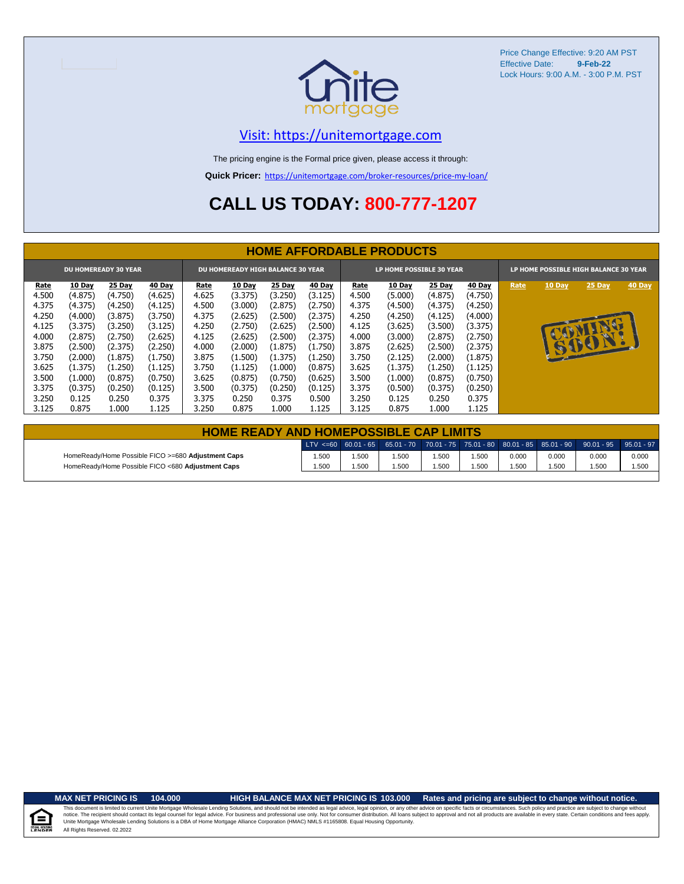Price Change Effective: 9:20 AM PST
Effective Date: **9-Feb-22**
Lock Hours: 9:00 A.M. - 3:00 P.M. PST

unite mortgage

Visit: https://unitemortgage.com

The pricing engine is the Formal price given, please access it through:

**Quick Pricer:** https://unitemortgage.com/broker-resources/price-my-loan/

# CALL US TODAY: 800-777-1207

## HOME AFFORDABLE PRODUCTS

| DU HOMEREADY 30 YEAR | | | | DU HOMEREADY HIGH BALANCE 30 YEAR | | | | LP HOME POSSIBLE 30 YEAR | | | | LP HOME POSSIBLE HIGH BALANCE 30 YEAR | | | |
|---|---|---|---|---|---|---|---|---|---|---|---|---|---|---|---|
| Rate | 10 Day | 25 Day | 40 Day | Rate | 10 Day | 25 Day | 40 Day | Rate | 10 Day | 25 Day | 40 Day | Rate | 10 Day | 25 Day | 40 Day |
| 4.500 | (4.875) | (4.750) | (4.625) | 4.625 | (3.375) | (3.250) | (3.125) | 4.500 | (5.000) | (4.875) | (4.750) | | | | |
| 4.375 | (4.375) | (4.250) | (4.125) | 4.500 | (3.000) | (2.875) | (2.750) | 4.375 | (4.500) | (4.375) | (4.250) | | | | |
| 4.250 | (4.000) | (3.875) | (3.750) | 4.375 | (2.625) | (2.500) | (2.375) | 4.250 | (4.250) | (4.125) | (4.000) | | COMING SOON! | | |
| 4.125 | (3.375) | (3.250) | (3.125) | 4.250 | (2.750) | (2.625) | (2.500) | 4.125 | (3.625) | (3.500) | (3.375) | | | | |
| 4.000 | (2.875) | (2.750) | (2.625) | 4.125 | (2.625) | (2.500) | (2.375) | 4.000 | (3.000) | (2.875) | (2.750) | | | | |
| 3.875 | (2.500) | (2.375) | (2.250) | 4.000 | (2.000) | (1.875) | (1.750) | 3.875 | (2.625) | (2.500) | (2.375) | | | | |
| 3.750 | (2.000) | (1.875) | (1.750) | 3.875 | (1.500) | (1.375) | (1.250) | 3.750 | (2.125) | (2.000) | (1.875) | | | | |
| 3.625 | (1.375) | (1.250) | (1.125) | 3.750 | (1.125) | (1.000) | (0.875) | 3.625 | (1.375) | (1.250) | (1.125) | | | | |
| 3.500 | (1.000) | (0.875) | (0.750) | 3.625 | (0.875) | (0.750) | (0.625) | 3.500 | (1.000) | (0.875) | (0.750) | | | | |
| 3.375 | (0.375) | (0.250) | (0.125) | 3.500 | (0.375) | (0.250) | (0.125) | 3.375 | (0.500) | (0.375) | (0.250) | | | | |
| 3.250 | 0.125 | 0.250 | 0.375 | 3.375 | 0.250 | 0.375 | 0.500 | 3.250 | 0.125 | 0.250 | 0.375 | | | | |
| 3.125 | 0.875 | 1.000 | 1.125 | 3.250 | 0.875 | 1.000 | 1.125 | 3.125 | 0.875 | 1.000 | 1.125 | | | | |

## HOME READY AND HOMEPOSSIBLE CAP LIMITS

| | LTV <=60 | 60.01 - 65 | 65.01 - 70 | 70.01 - 75 | 75.01 - 80 | 80.01 - 85 | 85.01 - 90 | 90.01 - 95 | 95.01 - 97 |
|---|---|---|---|---|---|---|---|---|---|
| HomeReady/Home Possible FICO >=680 **Adjustment Caps** | 1.500 | 1.500 | 1.500 | 1.500 | 1.500 | 0.000 | 0.000 | 0.000 | 0.000 |
| HomeReady/Home Possible FICO <680 **Adjustment Caps** | 1.500 | 1.500 | 1.500 | 1.500 | 1.500 | 1.500 | 1.500 | 1.500 | 1.500 |

**MAX NET PRICING IS 104.000** **HIGH BALANCE MAX NET PRICING IS 103.000** **Rates and pricing are subject to change without notice.**

This document is limited to current Unite Mortgage Wholesale Lending Solutions, and should not be intended as legal advice, legal opinion, or any other advice on specific facts or circumstances. Such policy and practice are subject to change without notice. The recipient should contact its legal counsel for legal advice. For business and professional use only. Not for consumer distribution. All loans subject to approval and not all products are available in every state. Certain conditions and fees apply. Unite Mortgage Wholesale Lending Solutions is a DBA of Home Mortgage Alliance Corporation (HMAC) NMLS #1165808. Equal Housing Opportunity.
All Rights Reserved. 02.2022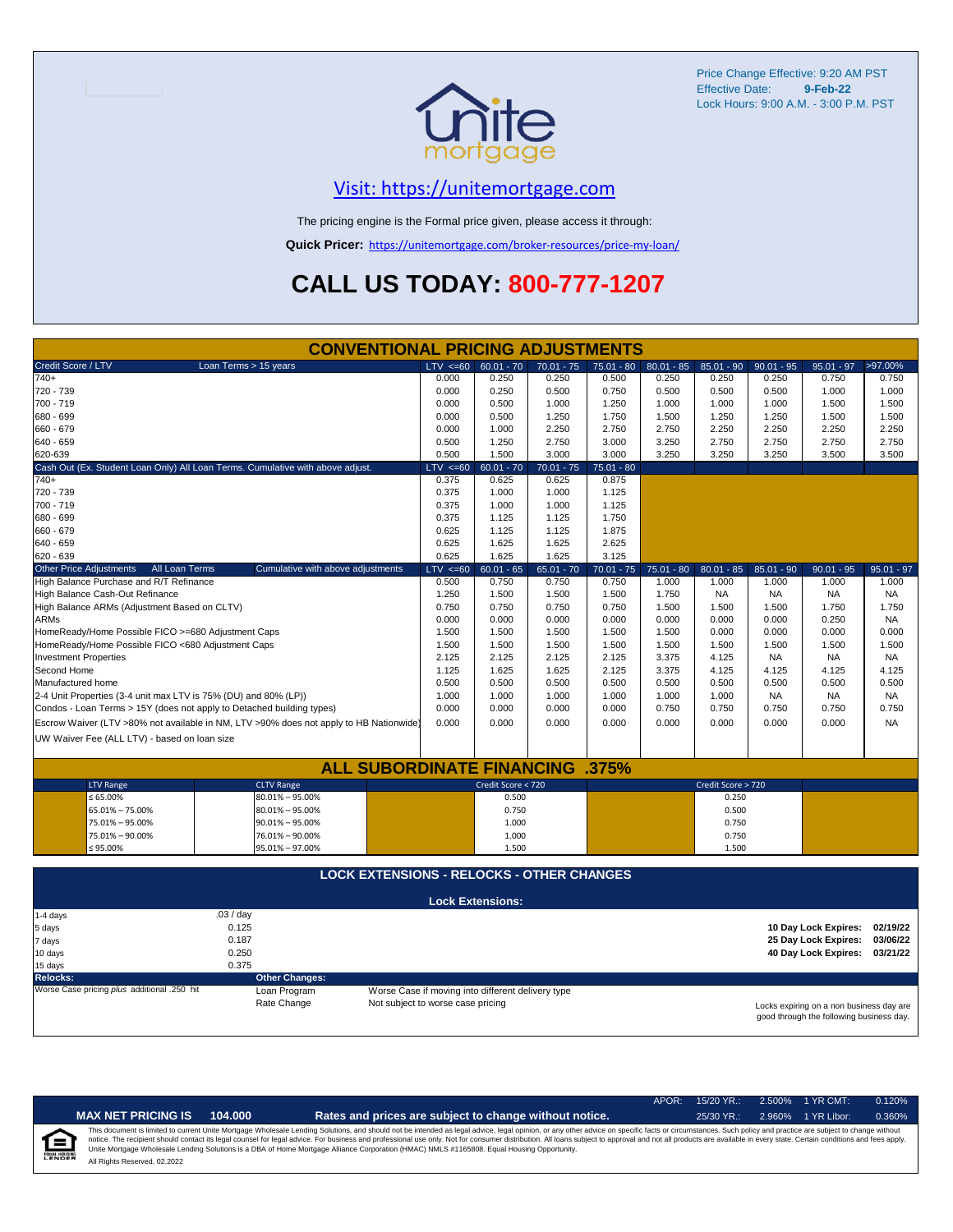Price Change Effective: 9:20 AM PST
Effective Date: **9-Feb-22**
Lock Hours: 9:00 A.M. - 3:00 P.M. PST

## Visit: https://unitemortgage.com

The pricing engine is the Formal price given, please access it through:

**Quick Pricer:** https://unitemortgage.com/broker-resources/price-my-loan/

# CALL US TODAY: 800-777-1207

## CONVENTIONAL PRICING ADJUSTMENTS

| Credit Score / LTV — Loan Terms > 15 years | LTV <=60 | 60.01 - 70 | 70.01 - 75 | 75.01 - 80 | 80.01 - 85 | 85.01 - 90 | 90.01 - 95 | 95.01 - 97 | >97.00% |
|---|---|---|---|---|---|---|---|---|---|
| 740+ | 0.000 | 0.250 | 0.250 | 0.500 | 0.250 | 0.250 | 0.250 | 0.750 | 0.750 |
| 720 - 739 | 0.000 | 0.250 | 0.500 | 0.750 | 0.500 | 0.500 | 0.500 | 1.000 | 1.000 |
| 700 - 719 | 0.000 | 0.500 | 1.000 | 1.250 | 1.000 | 1.000 | 1.000 | 1.500 | 1.500 |
| 680 - 699 | 0.000 | 0.500 | 1.250 | 1.750 | 1.500 | 1.250 | 1.250 | 1.500 | 1.500 |
| 660 - 679 | 0.000 | 1.000 | 2.250 | 2.750 | 2.750 | 2.250 | 2.250 | 2.250 | 2.250 |
| 640 - 659 | 0.500 | 1.250 | 2.750 | 3.000 | 3.250 | 2.750 | 2.750 | 2.750 | 2.750 |
| 620-639 | 0.500 | 1.500 | 3.000 | 3.000 | 3.250 | 3.250 | 3.250 | 3.500 | 3.500 |

| Cash Out (Ex. Student Loan Only) All Loan Terms. Cumulative with above adjust. | LTV <=60 | 60.01 - 70 | 70.01 - 75 | 75.01 - 80 |
|---|---|---|---|---|
| 740+ | 0.375 | 0.625 | 0.625 | 0.875 |
| 720 - 739 | 0.375 | 1.000 | 1.000 | 1.125 |
| 700 - 719 | 0.375 | 1.000 | 1.000 | 1.125 |
| 680 - 699 | 0.375 | 1.125 | 1.125 | 1.750 |
| 660 - 679 | 0.625 | 1.125 | 1.125 | 1.875 |
| 640 - 659 | 0.625 | 1.625 | 1.625 | 2.625 |
| 620 - 639 | 0.625 | 1.625 | 1.625 | 3.125 |

| Other Price Adjustments — All Loan Terms — Cumulative with above adjustments | LTV <=60 | 60.01 - 65 | 65.01 - 70 | 70.01 - 75 | 75.01 - 80 | 80.01 - 85 | 85.01 - 90 | 90.01 - 95 | 95.01 - 97 |
|---|---|---|---|---|---|---|---|---|---|
| High Balance Purchase and R/T Refinance | 0.500 | 0.750 | 0.750 | 0.750 | 1.000 | 1.000 | 1.000 | 1.000 | 1.000 |
| High Balance Cash-Out Refinance | 1.250 | 1.500 | 1.500 | 1.500 | 1.750 | NA | NA | NA | NA |
| High Balance ARMs (Adjustment Based on CLTV) | 0.750 | 0.750 | 0.750 | 0.750 | 1.500 | 1.500 | 1.500 | 1.750 | 1.750 |
| ARMs | 0.000 | 0.000 | 0.000 | 0.000 | 0.000 | 0.000 | 0.000 | 0.250 | NA |
| HomeReady/Home Possible FICO >=680 Adjustment Caps | 1.500 | 1.500 | 1.500 | 1.500 | 1.500 | 0.000 | 0.000 | 0.000 | 0.000 |
| HomeReady/Home Possible FICO <680 Adjustment Caps | 1.500 | 1.500 | 1.500 | 1.500 | 1.500 | 1.500 | 1.500 | 1.500 | 1.500 |
| Investment Properties | 2.125 | 2.125 | 2.125 | 2.125 | 3.375 | 4.125 | NA | NA | NA |
| Second Home | 1.125 | 1.625 | 1.625 | 2.125 | 3.375 | 4.125 | 4.125 | 4.125 | 4.125 |
| Manufactured home | 0.500 | 0.500 | 0.500 | 0.500 | 0.500 | 0.500 | 0.500 | 0.500 | 0.500 |
| 2-4 Unit Properties (3-4 unit max LTV is 75% (DU) and 80% (LP)) | 1.000 | 1.000 | 1.000 | 1.000 | 1.000 | 1.000 | NA | NA | NA |
| Condos - Loan Terms > 15Y (does not apply to Detached building types) | 0.000 | 0.000 | 0.000 | 0.000 | 0.750 | 0.750 | 0.750 | 0.750 | 0.750 |
| Escrow Waiver (LTV >80% not available in NM, LTV >90% does not apply to HB Nationwide) | 0.000 | 0.000 | 0.000 | 0.000 | 0.000 | 0.000 | 0.000 | 0.000 | NA |
| UW Waiver Fee (ALL LTV) - based on loan size | | | | | | | | | |

## ALL SUBORDINATE FINANCING .375%

| LTV Range | CLTV Range | Credit Score < 720 | Credit Score > 720 |
|---|---|---|---|
| ≤ 65.00% | 80.01% – 95.00% | 0.500 | 0.250 |
| 65.01% – 75.00% | 80.01% – 95.00% | 0.750 | 0.500 |
| 75.01% – 95.00% | 90.01% – 95.00% | 1.000 | 0.750 |
| 75.01% – 90.00% | 76.01% – 90.00% | 1.000 | 0.750 |
| ≤ 95.00% | 95.01% – 97.00% | 1.500 | 1.500 |

## LOCK EXTENSIONS - RELOCKS - OTHER CHANGES

**Lock Extensions:**

| Days | Cost |
|---|---|
| 1-4 days | .03 / day |
| 5 days | 0.125 |
| 7 days | 0.187 |
| 10 days | 0.250 |
| 15 days | 0.375 |

**10 Day Lock Expires: 02/19/22**
**25 Day Lock Expires: 03/06/22**
**40 Day Lock Expires: 03/21/22**

**Relocks:** Worse Case pricing *plus* additional .250 hit

**Other Changes:**

| | |
|---|---|
| Loan Program | Worse Case if moving into different delivery type |
| Rate Change | Not subject to worse case pricing |

Locks expiring on a non business day are good through the following business day.

**MAX NET PRICING IS 104.000** — **Rates and prices are subject to change without notice.**

APOR: 15/20 YR.: 2.500% — 1 YR CMT: 0.120%
25/30 YR.: 2.960% — 1 YR Libor: 0.360%

This document is limited to current Unite Mortgage Wholesale Lending Solutions, and should not be intended as legal advice, legal opinion, or any other advice on specific facts or circumstances. Such policy and practice are subject to change without notice. The recipient should contact its legal counsel for legal advice. For business and professional use only. Not for consumer distribution. All loans subject to approval and not all products are available in every state. Certain conditions and fees apply. Unite Mortgage Wholesale Lending Solutions is a DBA of Home Mortgage Alliance Corporation (HMAC) NMLS #1165808. Equal Housing Opportunity.

All Rights Reserved. 02.2022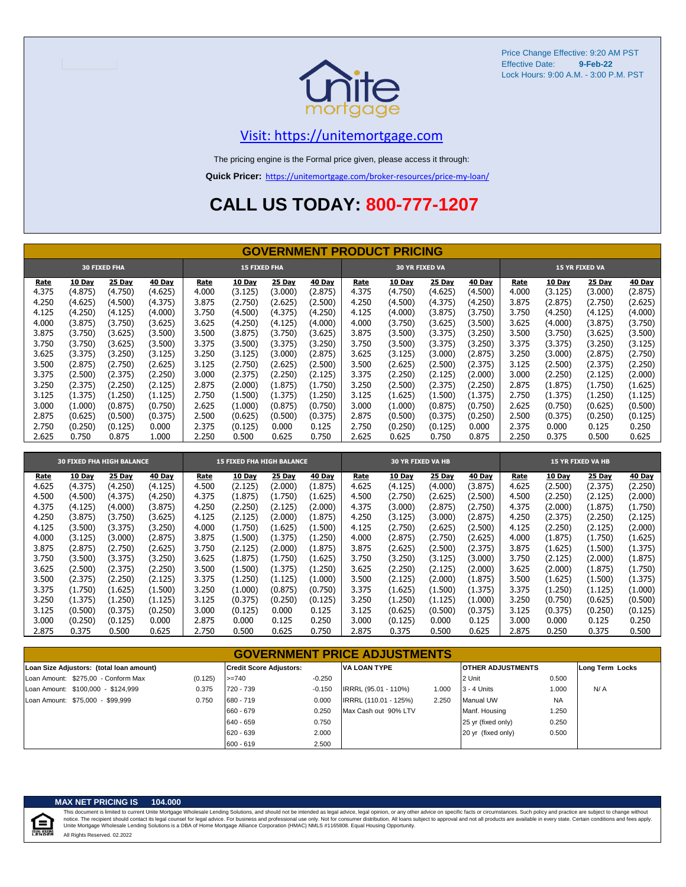Price Change Effective: 9:20 AM PST
Effective Date: **9-Feb-22**
Lock Hours: 9:00 A.M. - 3:00 P.M. PST

Visit: https://unitemortgage.com

The pricing engine is the Formal price given, please access it through:

**Quick Pricer:** https://unitemortgage.com/broker-resources/price-my-loan/

# CALL US TODAY: 800-777-1207

## GOVERNMENT PRODUCT PRICING

| 30 FIXED FHA | | | | 15 FIXED FHA | | | | 30 YR FIXED VA | | | | 15 YR FIXED VA | | | |
|---|---|---|---|---|---|---|---|---|---|---|---|---|---|---|---|
| Rate | 10 Day | 25 Day | 40 Day | Rate | 10 Day | 25 Day | 40 Day | Rate | 10 Day | 25 Day | 40 Day | Rate | 10 Day | 25 Day | 40 Day |
| 4.375 | (4.875) | (4.750) | (4.625) | 4.000 | (3.125) | (3.000) | (2.875) | 4.375 | (4.750) | (4.625) | (4.500) | 4.000 | (3.125) | (3.000) | (2.875) |
| 4.250 | (4.625) | (4.500) | (4.375) | 3.875 | (2.750) | (2.625) | (2.500) | 4.250 | (4.500) | (4.375) | (4.250) | 3.875 | (2.875) | (2.750) | (2.625) |
| 4.125 | (4.250) | (4.125) | (4.000) | 3.750 | (4.500) | (4.375) | (4.250) | 4.125 | (4.000) | (3.875) | (3.750) | 3.750 | (4.250) | (4.125) | (4.000) |
| 4.000 | (3.875) | (3.750) | (3.625) | 3.625 | (4.250) | (4.125) | (4.000) | 4.000 | (3.750) | (3.625) | (3.500) | 3.625 | (4.000) | (3.875) | (3.750) |
| 3.875 | (3.750) | (3.625) | (3.500) | 3.500 | (3.875) | (3.750) | (3.625) | 3.875 | (3.500) | (3.375) | (3.250) | 3.500 | (3.750) | (3.625) | (3.500) |
| 3.750 | (3.750) | (3.625) | (3.500) | 3.375 | (3.500) | (3.375) | (3.250) | 3.750 | (3.500) | (3.375) | (3.250) | 3.375 | (3.375) | (3.250) | (3.125) |
| 3.625 | (3.375) | (3.250) | (3.125) | 3.250 | (3.125) | (3.000) | (2.875) | 3.625 | (3.125) | (3.000) | (2.875) | 3.250 | (3.000) | (2.875) | (2.750) |
| 3.500 | (2.875) | (2.750) | (2.625) | 3.125 | (2.750) | (2.625) | (2.500) | 3.500 | (2.625) | (2.500) | (2.375) | 3.125 | (2.500) | (2.375) | (2.250) |
| 3.375 | (2.500) | (2.375) | (2.250) | 3.000 | (2.375) | (2.250) | (2.125) | 3.375 | (2.250) | (2.125) | (2.000) | 3.000 | (2.250) | (2.125) | (2.000) |
| 3.250 | (2.375) | (2.250) | (2.125) | 2.875 | (2.000) | (1.875) | (1.750) | 3.250 | (2.500) | (2.375) | (2.250) | 2.875 | (1.875) | (1.750) | (1.625) |
| 3.125 | (1.375) | (1.250) | (1.125) | 2.750 | (1.500) | (1.375) | (1.250) | 3.125 | (1.625) | (1.500) | (1.375) | 2.750 | (1.375) | (1.250) | (1.125) |
| 3.000 | (1.000) | (0.875) | (0.750) | 2.625 | (1.000) | (0.875) | (0.750) | 3.000 | (1.000) | (0.875) | (0.750) | 2.625 | (0.750) | (0.625) | (0.500) |
| 2.875 | (0.625) | (0.500) | (0.375) | 2.500 | (0.625) | (0.500) | (0.375) | 2.875 | (0.500) | (0.375) | (0.250) | 2.500 | (0.375) | (0.250) | (0.125) |
| 2.750 | (0.250) | (0.125) | 0.000 | 2.375 | (0.125) | 0.000 | 0.125 | 2.750 | (0.250) | (0.125) | 0.000 | 2.375 | 0.000 | 0.125 | 0.250 |
| 2.625 | 0.750 | 0.875 | 1.000 | 2.250 | 0.500 | 0.625 | 0.750 | 2.625 | 0.625 | 0.750 | 0.875 | 2.250 | 0.375 | 0.500 | 0.625 |

| 30 FIXED FHA HIGH BALANCE | | | | 15 FIXED FHA HIGH BALANCE | | | | 30 YR FIXED VA HB | | | | 15 YR FIXED VA HB | | | |
|---|---|---|---|---|---|---|---|---|---|---|---|---|---|---|---|
| Rate | 10 Day | 25 Day | 40 Day | Rate | 10 Day | 25 Day | 40 Day | Rate | 10 Day | 25 Day | 40 Day | Rate | 10 Day | 25 Day | 40 Day |
| 4.625 | (4.375) | (4.250) | (4.125) | 4.500 | (2.125) | (2.000) | (1.875) | 4.625 | (4.125) | (4.000) | (3.875) | 4.625 | (2.500) | (2.375) | (2.250) |
| 4.500 | (4.500) | (4.375) | (4.250) | 4.375 | (1.875) | (1.750) | (1.625) | 4.500 | (2.750) | (2.625) | (2.500) | 4.500 | (2.250) | (2.125) | (2.000) |
| 4.375 | (4.125) | (4.000) | (3.875) | 4.250 | (2.250) | (2.125) | (2.000) | 4.375 | (3.000) | (2.875) | (2.750) | 4.375 | (2.000) | (1.875) | (1.750) |
| 4.250 | (3.875) | (3.750) | (3.625) | 4.125 | (2.125) | (2.000) | (1.875) | 4.250 | (3.125) | (3.000) | (2.875) | 4.250 | (2.375) | (2.250) | (2.125) |
| 4.125 | (3.500) | (3.375) | (3.250) | 4.000 | (1.750) | (1.625) | (1.500) | 4.125 | (2.750) | (2.625) | (2.500) | 4.125 | (2.250) | (2.125) | (2.000) |
| 4.000 | (3.125) | (3.000) | (2.875) | 3.875 | (1.500) | (1.375) | (1.250) | 4.000 | (2.875) | (2.750) | (2.625) | 4.000 | (1.875) | (1.750) | (1.625) |
| 3.875 | (2.875) | (2.750) | (2.625) | 3.750 | (2.125) | (2.000) | (1.875) | 3.875 | (2.625) | (2.500) | (2.375) | 3.875 | (1.625) | (1.500) | (1.375) |
| 3.750 | (3.500) | (3.375) | (3.250) | 3.625 | (1.875) | (1.750) | (1.625) | 3.750 | (3.250) | (3.125) | (3.000) | 3.750 | (2.125) | (2.000) | (1.875) |
| 3.625 | (2.500) | (2.375) | (2.250) | 3.500 | (1.500) | (1.375) | (1.250) | 3.625 | (2.250) | (2.125) | (2.000) | 3.625 | (2.000) | (1.875) | (1.750) |
| 3.500 | (2.375) | (2.250) | (2.125) | 3.375 | (1.250) | (1.125) | (1.000) | 3.500 | (2.125) | (2.000) | (1.875) | 3.500 | (1.625) | (1.500) | (1.375) |
| 3.375 | (1.750) | (1.625) | (1.500) | 3.250 | (1.000) | (0.875) | (0.750) | 3.375 | (1.625) | (1.500) | (1.375) | 3.375 | (1.250) | (1.125) | (1.000) |
| 3.250 | (1.375) | (1.250) | (1.125) | 3.125 | (0.375) | (0.250) | (0.125) | 3.250 | (1.250) | (1.125) | (1.000) | 3.250 | (0.750) | (0.625) | (0.500) |
| 3.125 | (0.500) | (0.375) | (0.250) | 3.000 | (0.125) | 0.000 | 0.125 | 3.125 | (0.625) | (0.500) | (0.375) | 3.125 | (0.375) | (0.250) | (0.125) |
| 3.000 | (0.250) | (0.125) | 0.000 | 2.875 | 0.000 | 0.125 | 0.250 | 3.000 | (0.125) | 0.000 | 0.125 | 3.000 | 0.000 | 0.125 | 0.250 |
| 2.875 | 0.375 | 0.500 | 0.625 | 2.750 | 0.500 | 0.625 | 0.750 | 2.875 | 0.375 | 0.500 | 0.625 | 2.875 | 0.250 | 0.375 | 0.500 |

## GOVERNMENT PRICE ADJUSTMENTS

| Loan Size Adjustors: (total loan amount) | | Credit Score Adjustors: | | VA LOAN TYPE | | OTHER ADJUSTMENTS | | Long Term Locks |
|---|---|---|---|---|---|---|---|---|
| Loan Amount: $275,00 - Conform Max | (0.125) | >=740 | -0.250 | | | 2 Unit | 0.500 | |
| Loan Amount: $100,000 - $124,999 | 0.375 | 720 - 739 | -0.150 | IRRRL (95.01 - 110%) | 1.000 | 3 - 4 Units | 1.000 | N/ A |
| Loan Amount: $75,000 - $99,999 | 0.750 | 680 - 719 | 0.000 | IRRRL (110.01 - 125%) | 2.250 | Manual UW | NA | |
| | | 660 - 679 | 0.250 | Max Cash out 90% LTV | | Manf. Housing | 1.250 | |
| | | 640 - 659 | 0.750 | | | 25 yr (fixed only) | 0.250 | |
| | | 620 - 639 | 2.000 | | | 20 yr (fixed only) | 0.500 | |
| | | 600 - 619 | 2.500 | | | | | |

**MAX NET PRICING IS 104.000**

This document is limited to current Unite Mortgage Wholesale Lending Solutions, and should not be intended as legal advice, legal opinion, or any other advice on specific facts or circumstances. Such policy and practice are subject to change without notice. The recipient should contact its legal counsel for legal advice. For business and professional use only. Not for consumer distribution. All loans subject to approval and not all products are available in every state. Certain conditions and fees apply. Unite Mortgage Wholesale Lending Solutions is a DBA of Home Mortgage Alliance Corporation (HMAC) NMLS #1165808. Equal Housing Opportunity.

All Rights Reserved. 02.2022